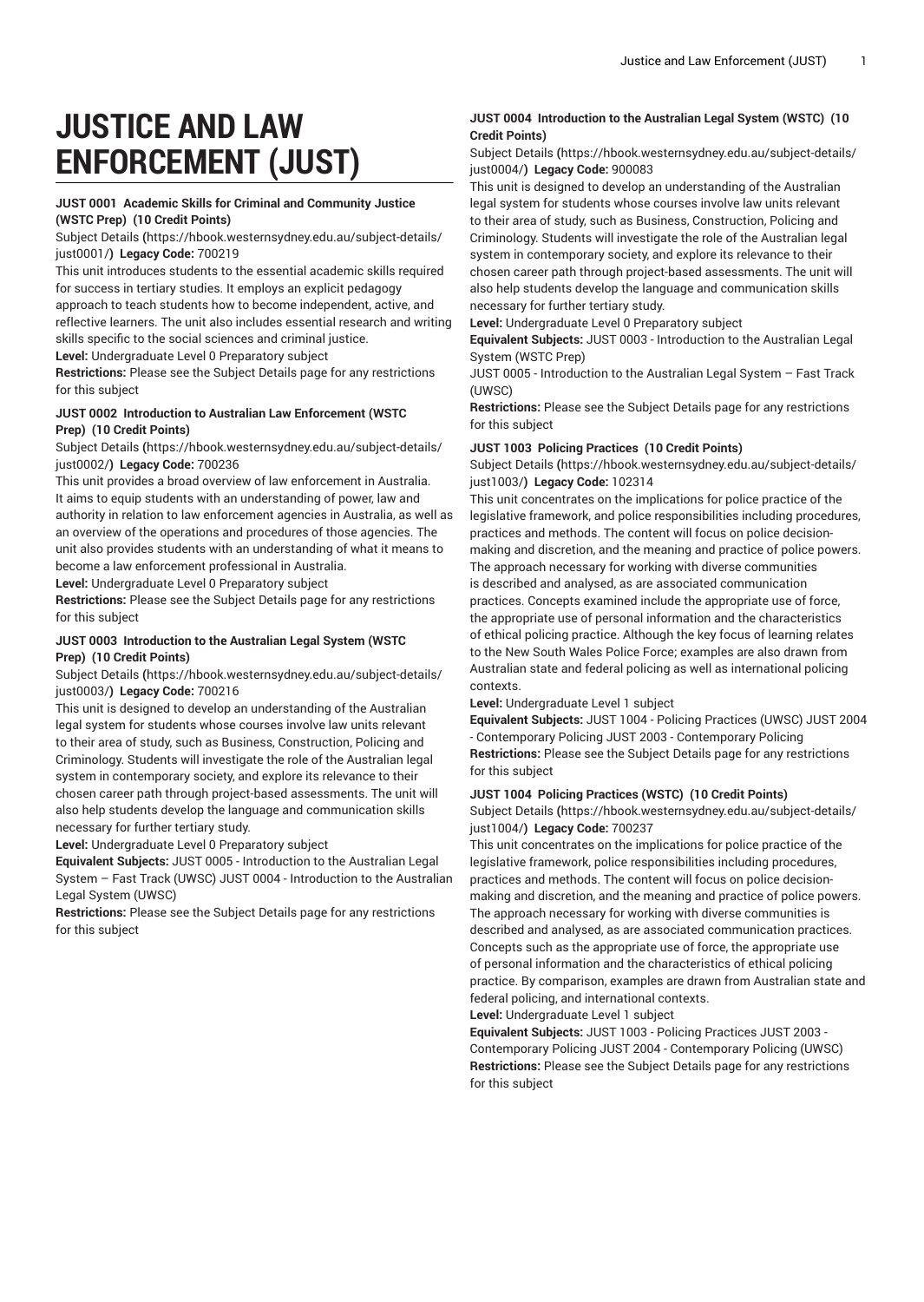# JUSTICE AND LAW ENFORCEMENT (JUST)

### JUST 0001 Academic Skills for Criminal and Community Justice (WSTC Prep) (10 Credit Points)

Subject Details (https://hbook.westernsydney.edu.au/subject-details/just0001/) **Legacy Code:** 700219

This unit introduces students to the essential academic skills required for success in tertiary studies. It employs an explicit pedagogy approach to teach students how to become independent, active, and reflective learners. The unit also includes essential research and writing skills specific to the social sciences and criminal justice.

**Level:** Undergraduate Level 0 Preparatory subject

**Restrictions:** Please see the Subject Details page for any restrictions for this subject

### JUST 0002 Introduction to Australian Law Enforcement (WSTC Prep) (10 Credit Points)

Subject Details (https://hbook.westernsydney.edu.au/subject-details/just0002/) **Legacy Code:** 700236

This unit provides a broad overview of law enforcement in Australia. It aims to equip students with an understanding of power, law and authority in relation to law enforcement agencies in Australia, as well as an overview of the operations and procedures of those agencies. The unit also provides students with an understanding of what it means to become a law enforcement professional in Australia.

**Level:** Undergraduate Level 0 Preparatory subject

**Restrictions:** Please see the Subject Details page for any restrictions for this subject

### JUST 0003 Introduction to the Australian Legal System (WSTC Prep) (10 Credit Points)

Subject Details (https://hbook.westernsydney.edu.au/subject-details/just0003/) **Legacy Code:** 700216

This unit is designed to develop an understanding of the Australian legal system for students whose courses involve law units relevant to their area of study, such as Business, Construction, Policing and Criminology. Students will investigate the role of the Australian legal system in contemporary society, and explore its relevance to their chosen career path through project-based assessments. The unit will also help students develop the language and communication skills necessary for further tertiary study.

**Level:** Undergraduate Level 0 Preparatory subject

**Equivalent Subjects:** JUST 0005 - Introduction to the Australian Legal System – Fast Track (UWSC) JUST 0004 - Introduction to the Australian Legal System (UWSC)

**Restrictions:** Please see the Subject Details page for any restrictions for this subject

### JUST 0004 Introduction to the Australian Legal System (WSTC) (10 Credit Points)

Subject Details (https://hbook.westernsydney.edu.au/subject-details/just0004/) **Legacy Code:** 900083

This unit is designed to develop an understanding of the Australian legal system for students whose courses involve law units relevant to their area of study, such as Business, Construction, Policing and Criminology. Students will investigate the role of the Australian legal system in contemporary society, and explore its relevance to their chosen career path through project-based assessments. The unit will also help students develop the language and communication skills necessary for further tertiary study.

**Level:** Undergraduate Level 0 Preparatory subject

**Equivalent Subjects:** JUST 0003 - Introduction to the Australian Legal System (WSTC Prep)
JUST 0005 - Introduction to the Australian Legal System – Fast Track (UWSC)

**Restrictions:** Please see the Subject Details page for any restrictions for this subject

### JUST 1003 Policing Practices (10 Credit Points)

Subject Details (https://hbook.westernsydney.edu.au/subject-details/just1003/) **Legacy Code:** 102314

This unit concentrates on the implications for police practice of the legislative framework, and police responsibilities including procedures, practices and methods. The content will focus on police decision-making and discretion, and the meaning and practice of police powers. The approach necessary for working with diverse communities is described and analysed, as are associated communication practices. Concepts examined include the appropriate use of force, the appropriate use of personal information and the characteristics of ethical policing practice. Although the key focus of learning relates to the New South Wales Police Force; examples are also drawn from Australian state and federal policing as well as international policing contexts.

**Level:** Undergraduate Level 1 subject

**Equivalent Subjects:** JUST 1004 - Policing Practices (UWSC) JUST 2004 - Contemporary Policing JUST 2003 - Contemporary Policing

**Restrictions:** Please see the Subject Details page for any restrictions for this subject

### JUST 1004 Policing Practices (WSTC) (10 Credit Points)

Subject Details (https://hbook.westernsydney.edu.au/subject-details/just1004/) **Legacy Code:** 700237

This unit concentrates on the implications for police practice of the legislative framework, police responsibilities including procedures, practices and methods. The content will focus on police decision-making and discretion, and the meaning and practice of police powers. The approach necessary for working with diverse communities is described and analysed, as are associated communication practices. Concepts such as the appropriate use of force, the appropriate use of personal information and the characteristics of ethical policing practice. By comparison, examples are drawn from Australian state and federal policing, and international contexts.

**Level:** Undergraduate Level 1 subject

**Equivalent Subjects:** JUST 1003 - Policing Practices JUST 2003 - Contemporary Policing JUST 2004 - Contemporary Policing (UWSC)

**Restrictions:** Please see the Subject Details page for any restrictions for this subject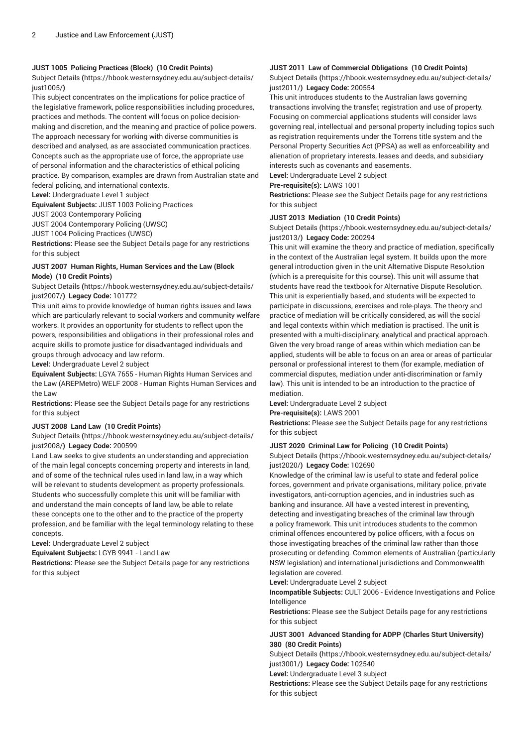### JUST 1005 Policing Practices (Block) (10 Credit Points)

Subject Details (https://hbook.westernsydney.edu.au/subject-details/just1005/)

This subject concentrates on the implications for police practice of the legislative framework, police responsibilities including procedures, practices and methods. The content will focus on police decision-making and discretion, and the meaning and practice of police powers. The approach necessary for working with diverse communities is described and analysed, as are associated communication practices. Concepts such as the appropriate use of force, the appropriate use of personal information and the characteristics of ethical policing practice. By comparison, examples are drawn from Australian state and federal policing, and international contexts.

**Level:** Undergraduate Level 1 subject

**Equivalent Subjects:** JUST 1003 Policing Practices
JUST 2003 Contemporary Policing
JUST 2004 Contemporary Policing (UWSC)
JUST 1004 Policing Practices (UWSC)

**Restrictions:** Please see the Subject Details page for any restrictions for this subject

### JUST 2007 Human Rights, Human Services and the Law (Block Mode) (10 Credit Points)

Subject Details (https://hbook.westernsydney.edu.au/subject-details/just2007/) **Legacy Code:** 101772

This unit aims to provide knowledge of human rights issues and laws which are particularly relevant to social workers and community welfare workers. It provides an opportunity for students to reflect upon the powers, responsibilities and obligations in their professional roles and acquire skills to promote justice for disadvantaged individuals and groups through advocacy and law reform.

**Level:** Undergraduate Level 2 subject

**Equivalent Subjects:** LGYA 7655 - Human Rights Human Services and the Law (AREPMetro) WELF 2008 - Human Rights Human Services and the Law

**Restrictions:** Please see the Subject Details page for any restrictions for this subject

### JUST 2008 Land Law (10 Credit Points)

Subject Details (https://hbook.westernsydney.edu.au/subject-details/just2008/) **Legacy Code:** 200599

Land Law seeks to give students an understanding and appreciation of the main legal concepts concerning property and interests in land, and of some of the technical rules used in land law, in a way which will be relevant to students development as property professionals. Students who successfully complete this unit will be familiar with and understand the main concepts of land law, be able to relate these concepts one to the other and to the practice of the property profession, and be familiar with the legal terminology relating to these concepts.

**Level:** Undergraduate Level 2 subject

**Equivalent Subjects:** LGYB 9941 - Land Law

**Restrictions:** Please see the Subject Details page for any restrictions for this subject

### JUST 2011 Law of Commercial Obligations (10 Credit Points)

Subject Details (https://hbook.westernsydney.edu.au/subject-details/just2011/) **Legacy Code:** 200554

This unit introduces students to the Australian laws governing transactions involving the transfer, registration and use of property. Focusing on commercial applications students will consider laws governing real, intellectual and personal property including topics such as registration requirements under the Torrens title system and the Personal Property Securities Act (PPSA) as well as enforceability and alienation of proprietary interests, leases and deeds, and subsidiary interests such as covenants and easements.

**Level:** Undergraduate Level 2 subject

**Pre-requisite(s):** LAWS 1001

**Restrictions:** Please see the Subject Details page for any restrictions for this subject

### JUST 2013 Mediation (10 Credit Points)

Subject Details (https://hbook.westernsydney.edu.au/subject-details/just2013/) **Legacy Code:** 200294

This unit will examine the theory and practice of mediation, specifically in the context of the Australian legal system. It builds upon the more general introduction given in the unit Alternative Dispute Resolution (which is a prerequisite for this course). This unit will assume that students have read the textbook for Alternative Dispute Resolution. This unit is experientially based, and students will be expected to participate in discussions, exercises and role-plays. The theory and practice of mediation will be critically considered, as will the social and legal contexts within which mediation is practised. The unit is presented with a multi-disciplinary, analytical and practical approach. Given the very broad range of areas within which mediation can be applied, students will be able to focus on an area or areas of particular personal or professional interest to them (for example, mediation of commercial disputes, mediation under anti-discrimination or family law). This unit is intended to be an introduction to the practice of mediation.

**Level:** Undergraduate Level 2 subject

**Pre-requisite(s):** LAWS 2001

**Restrictions:** Please see the Subject Details page for any restrictions for this subject

### JUST 2020 Criminal Law for Policing (10 Credit Points)

Subject Details (https://hbook.westernsydney.edu.au/subject-details/just2020/) **Legacy Code:** 102690

Knowledge of the criminal law is useful to state and federal police forces, government and private organisations, military police, private investigators, anti-corruption agencies, and in industries such as banking and insurance. All have a vested interest in preventing, detecting and investigating breaches of the criminal law through a policy framework. This unit introduces students to the common criminal offences encountered by police officers, with a focus on those investigating breaches of the criminal law rather than those prosecuting or defending. Common elements of Australian (particularly NSW legislation) and international jurisdictions and Commonwealth legislation are covered.

**Level:** Undergraduate Level 2 subject

**Incompatible Subjects:** CULT 2006 - Evidence Investigations and Police Intelligence

**Restrictions:** Please see the Subject Details page for any restrictions for this subject

### JUST 3001 Advanced Standing for ADPP (Charles Sturt University) 380 (80 Credit Points)

Subject Details (https://hbook.westernsydney.edu.au/subject-details/just3001/) **Legacy Code:** 102540

**Level:** Undergraduate Level 3 subject

**Restrictions:** Please see the Subject Details page for any restrictions for this subject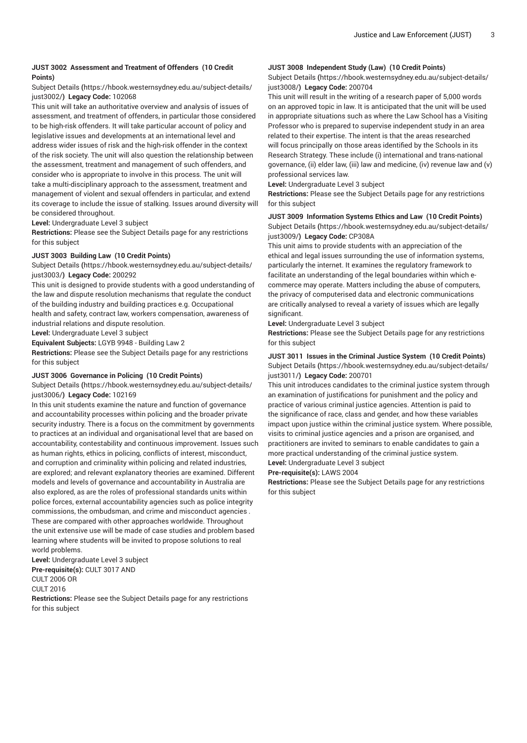#### JUST 3002 Assessment and Treatment of Offenders (10 Credit Points)

Subject Details (https://hbook.westernsydney.edu.au/subject-details/just3002/) **Legacy Code:** 102068

This unit will take an authoritative overview and analysis of issues of assessment, and treatment of offenders, in particular those considered to be high-risk offenders. It will take particular account of policy and legislative issues and developments at an international level and address wider issues of risk and the high-risk offender in the context of the risk society. The unit will also question the relationship between the assessment, treatment and management of such offenders, and consider who is appropriate to involve in this process. The unit will take a multi-disciplinary approach to the assessment, treatment and management of violent and sexual offenders in particular, and extend its coverage to include the issue of stalking. Issues around diversity will be considered throughout.

**Level:** Undergraduate Level 3 subject

**Restrictions:** Please see the Subject Details page for any restrictions for this subject

#### JUST 3003 Building Law (10 Credit Points)

Subject Details (https://hbook.westernsydney.edu.au/subject-details/just3003/) **Legacy Code:** 200292

This unit is designed to provide students with a good understanding of the law and dispute resolution mechanisms that regulate the conduct of the building industry and building practices e.g. Occupational health and safety, contract law, workers compensation, awareness of industrial relations and dispute resolution.

**Level:** Undergraduate Level 3 subject

**Equivalent Subjects:** LGYB 9948 - Building Law 2

**Restrictions:** Please see the Subject Details page for any restrictions for this subject

#### JUST 3006 Governance in Policing (10 Credit Points)

Subject Details (https://hbook.westernsydney.edu.au/subject-details/just3006/) **Legacy Code:** 102169

In this unit students examine the nature and function of governance and accountability processes within policing and the broader private security industry. There is a focus on the commitment by governments to practices at an individual and organisational level that are based on accountability, contestability and continuous improvement. Issues such as human rights, ethics in policing, conflicts of interest, misconduct, and corruption and criminality within policing and related industries, are explored; and relevant explanatory theories are examined. Different models and levels of governance and accountability in Australia are also explored, as are the roles of professional standards units within police forces, external accountability agencies such as police integrity commissions, the ombudsman, and crime and misconduct agencies . These are compared with other approaches worldwide. Throughout the unit extensive use will be made of case studies and problem based learning where students will be invited to propose solutions to real world problems.

**Level:** Undergraduate Level 3 subject

**Pre-requisite(s):** CULT 3017 AND
CULT 2006 OR
CULT 2016

**Restrictions:** Please see the Subject Details page for any restrictions for this subject

#### JUST 3008 Independent Study (Law) (10 Credit Points)

Subject Details (https://hbook.westernsydney.edu.au/subject-details/just3008/) **Legacy Code:** 200704

This unit will result in the writing of a research paper of 5,000 words on an approved topic in law. It is anticipated that the unit will be used in appropriate situations such as where the Law School has a Visiting Professor who is prepared to supervise independent study in an area related to their expertise. The intent is that the areas researched will focus principally on those areas identified by the Schools in its Research Strategy. These include (i) international and trans-national governance, (ii) elder law, (iii) law and medicine, (iv) revenue law and (v) professional services law.

**Level:** Undergraduate Level 3 subject

**Restrictions:** Please see the Subject Details page for any restrictions for this subject

#### JUST 3009 Information Systems Ethics and Law (10 Credit Points)

Subject Details (https://hbook.westernsydney.edu.au/subject-details/just3009/) **Legacy Code:** CP308A

This unit aims to provide students with an appreciation of the ethical and legal issues surrounding the use of information systems, particularly the internet. It examines the regulatory framework to facilitate an understanding of the legal boundaries within which e-commerce may operate. Matters including the abuse of computers, the privacy of computerised data and electronic communications are critically analysed to reveal a variety of issues which are legally significant.

**Level:** Undergraduate Level 3 subject

**Restrictions:** Please see the Subject Details page for any restrictions for this subject

#### JUST 3011 Issues in the Criminal Justice System (10 Credit Points)

Subject Details (https://hbook.westernsydney.edu.au/subject-details/just3011/) **Legacy Code:** 200701

This unit introduces candidates to the criminal justice system through an examination of justifications for punishment and the policy and practice of various criminal justice agencies. Attention is paid to the significance of race, class and gender, and how these variables impact upon justice within the criminal justice system. Where possible, visits to criminal justice agencies and a prison are organised, and practitioners are invited to seminars to enable candidates to gain a more practical understanding of the criminal justice system.

**Level:** Undergraduate Level 3 subject

**Pre-requisite(s):** LAWS 2004

**Restrictions:** Please see the Subject Details page for any restrictions for this subject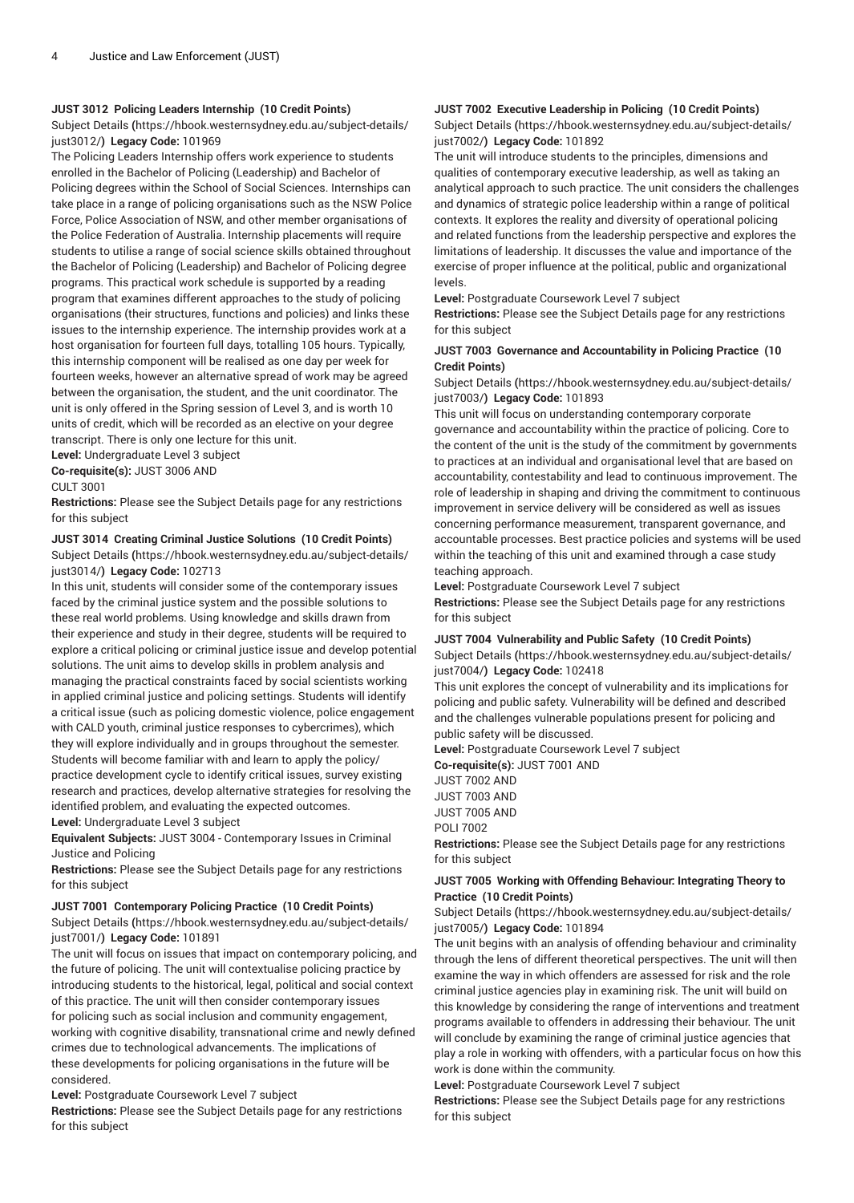#### JUST 3012 Policing Leaders Internship (10 Credit Points)

Subject Details (https://hbook.westernsydney.edu.au/subject-details/just3012/) **Legacy Code:** 101969

The Policing Leaders Internship offers work experience to students enrolled in the Bachelor of Policing (Leadership) and Bachelor of Policing degrees within the School of Social Sciences. Internships can take place in a range of policing organisations such as the NSW Police Force, Police Association of NSW, and other member organisations of the Police Federation of Australia. Internship placements will require students to utilise a range of social science skills obtained throughout the Bachelor of Policing (Leadership) and Bachelor of Policing degree programs. This practical work schedule is supported by a reading program that examines different approaches to the study of policing organisations (their structures, functions and policies) and links these issues to the internship experience. The internship provides work at a host organisation for fourteen full days, totalling 105 hours. Typically, this internship component will be realised as one day per week for fourteen weeks, however an alternative spread of work may be agreed between the organisation, the student, and the unit coordinator. The unit is only offered in the Spring session of Level 3, and is worth 10 units of credit, which will be recorded as an elective on your degree transcript. There is only one lecture for this unit.

**Level:** Undergraduate Level 3 subject

**Co-requisite(s):** JUST 3006 AND
CULT 3001

**Restrictions:** Please see the Subject Details page for any restrictions for this subject

#### JUST 3014 Creating Criminal Justice Solutions (10 Credit Points)

Subject Details (https://hbook.westernsydney.edu.au/subject-details/just3014/) **Legacy Code:** 102713

In this unit, students will consider some of the contemporary issues faced by the criminal justice system and the possible solutions to these real world problems. Using knowledge and skills drawn from their experience and study in their degree, students will be required to explore a critical policing or criminal justice issue and develop potential solutions. The unit aims to develop skills in problem analysis and managing the practical constraints faced by social scientists working in applied criminal justice and policing settings. Students will identify a critical issue (such as policing domestic violence, police engagement with CALD youth, criminal justice responses to cybercrimes), which they will explore individually and in groups throughout the semester. Students will become familiar with and learn to apply the policy/practice development cycle to identify critical issues, survey existing research and practices, develop alternative strategies for resolving the identified problem, and evaluating the expected outcomes.

**Level:** Undergraduate Level 3 subject

**Equivalent Subjects:** JUST 3004 - Contemporary Issues in Criminal Justice and Policing

**Restrictions:** Please see the Subject Details page for any restrictions for this subject

#### JUST 7001 Contemporary Policing Practice (10 Credit Points)

Subject Details (https://hbook.westernsydney.edu.au/subject-details/just7001/) **Legacy Code:** 101891

The unit will focus on issues that impact on contemporary policing, and the future of policing. The unit will contextualise policing practice by introducing students to the historical, legal, political and social context of this practice. The unit will then consider contemporary issues for policing such as social inclusion and community engagement, working with cognitive disability, transnational crime and newly defined crimes due to technological advancements. The implications of these developments for policing organisations in the future will be considered.

**Level:** Postgraduate Coursework Level 7 subject

**Restrictions:** Please see the Subject Details page for any restrictions for this subject

#### JUST 7002 Executive Leadership in Policing (10 Credit Points)

Subject Details (https://hbook.westernsydney.edu.au/subject-details/just7002/) **Legacy Code:** 101892

The unit will introduce students to the principles, dimensions and qualities of contemporary executive leadership, as well as taking an analytical approach to such practice. The unit considers the challenges and dynamics of strategic police leadership within a range of political contexts. It explores the reality and diversity of operational policing and related functions from the leadership perspective and explores the limitations of leadership. It discusses the value and importance of the exercise of proper influence at the political, public and organizational levels.

**Level:** Postgraduate Coursework Level 7 subject

**Restrictions:** Please see the Subject Details page for any restrictions for this subject

#### JUST 7003 Governance and Accountability in Policing Practice (10 Credit Points)

Subject Details (https://hbook.westernsydney.edu.au/subject-details/just7003/) **Legacy Code:** 101893

This unit will focus on understanding contemporary corporate governance and accountability within the practice of policing. Core to the content of the unit is the study of the commitment by governments to practices at an individual and organisational level that are based on accountability, contestability and lead to continuous improvement. The role of leadership in shaping and driving the commitment to continuous improvement in service delivery will be considered as well as issues concerning performance measurement, transparent governance, and accountable processes. Best practice policies and systems will be used within the teaching of this unit and examined through a case study teaching approach.

**Level:** Postgraduate Coursework Level 7 subject

**Restrictions:** Please see the Subject Details page for any restrictions for this subject

#### JUST 7004 Vulnerability and Public Safety (10 Credit Points)

Subject Details (https://hbook.westernsydney.edu.au/subject-details/just7004/) **Legacy Code:** 102418

This unit explores the concept of vulnerability and its implications for policing and public safety. Vulnerability will be defined and described and the challenges vulnerable populations present for policing and public safety will be discussed.

**Level:** Postgraduate Coursework Level 7 subject

**Co-requisite(s):** JUST 7001 AND
JUST 7002 AND
JUST 7003 AND
JUST 7005 AND
POLI 7002

**Restrictions:** Please see the Subject Details page for any restrictions for this subject

#### JUST 7005 Working with Offending Behaviour: Integrating Theory to Practice (10 Credit Points)

Subject Details (https://hbook.westernsydney.edu.au/subject-details/just7005/) **Legacy Code:** 101894

The unit begins with an analysis of offending behaviour and criminality through the lens of different theoretical perspectives. The unit will then examine the way in which offenders are assessed for risk and the role criminal justice agencies play in examining risk. The unit will build on this knowledge by considering the range of interventions and treatment programs available to offenders in addressing their behaviour. The unit will conclude by examining the range of criminal justice agencies that play a role in working with offenders, with a particular focus on how this work is done within the community.

**Level:** Postgraduate Coursework Level 7 subject

**Restrictions:** Please see the Subject Details page for any restrictions for this subject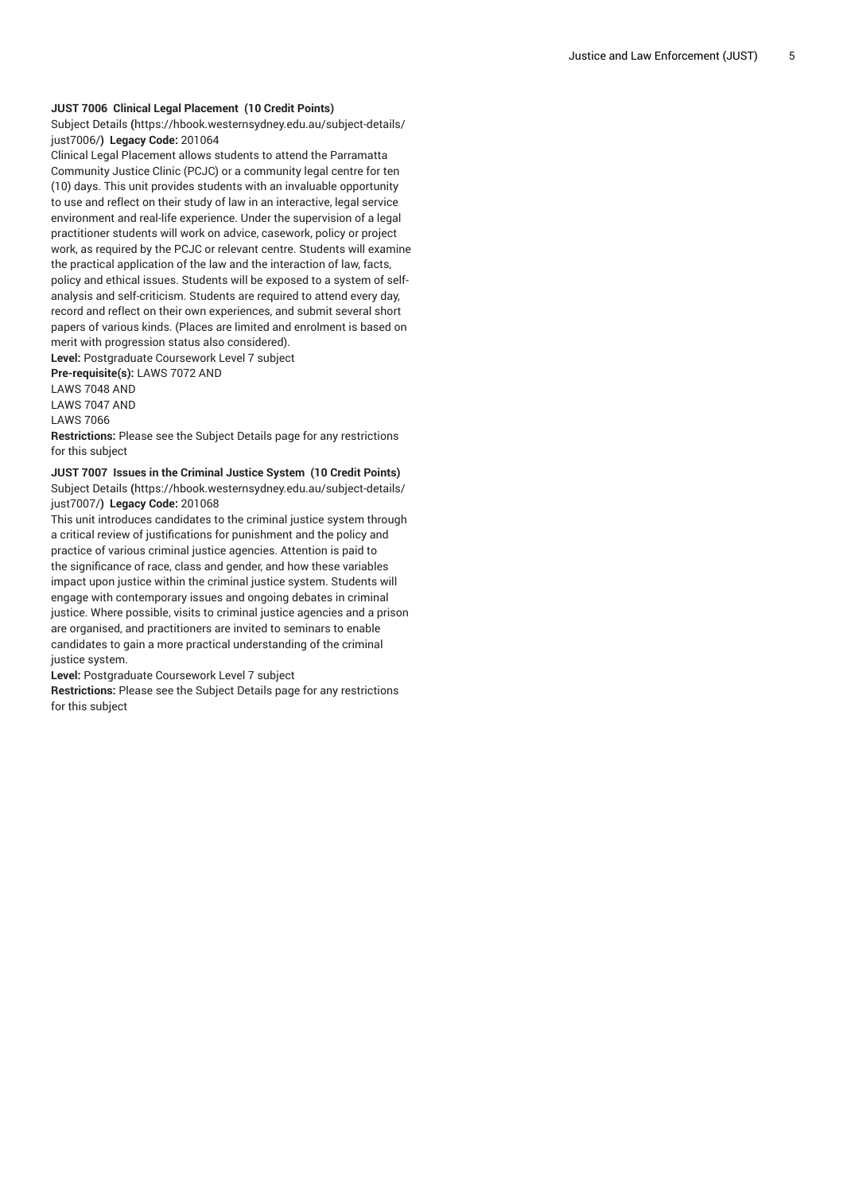**JUST 7006 Clinical Legal Placement (10 Credit Points)**

Subject Details (https://hbook.westernsydney.edu.au/subject-details/just7006/) **Legacy Code:** 201064

Clinical Legal Placement allows students to attend the Parramatta Community Justice Clinic (PCJC) or a community legal centre for ten (10) days. This unit provides students with an invaluable opportunity to use and reflect on their study of law in an interactive, legal service environment and real-life experience. Under the supervision of a legal practitioner students will work on advice, casework, policy or project work, as required by the PCJC or relevant centre. Students will examine the practical application of the law and the interaction of law, facts, policy and ethical issues. Students will be exposed to a system of self-analysis and self-criticism. Students are required to attend every day, record and reflect on their own experiences, and submit several short papers of various kinds. (Places are limited and enrolment is based on merit with progression status also considered).

**Level:** Postgraduate Coursework Level 7 subject

**Pre-requisite(s):** LAWS 7072 AND
LAWS 7048 AND
LAWS 7047 AND
LAWS 7066

**Restrictions:** Please see the Subject Details page for any restrictions for this subject

**JUST 7007 Issues in the Criminal Justice System (10 Credit Points)**

Subject Details (https://hbook.westernsydney.edu.au/subject-details/just7007/) **Legacy Code:** 201068

This unit introduces candidates to the criminal justice system through a critical review of justifications for punishment and the policy and practice of various criminal justice agencies. Attention is paid to the significance of race, class and gender, and how these variables impact upon justice within the criminal justice system. Students will engage with contemporary issues and ongoing debates in criminal justice. Where possible, visits to criminal justice agencies and a prison are organised, and practitioners are invited to seminars to enable candidates to gain a more practical understanding of the criminal justice system.

**Level:** Postgraduate Coursework Level 7 subject

**Restrictions:** Please see the Subject Details page for any restrictions for this subject